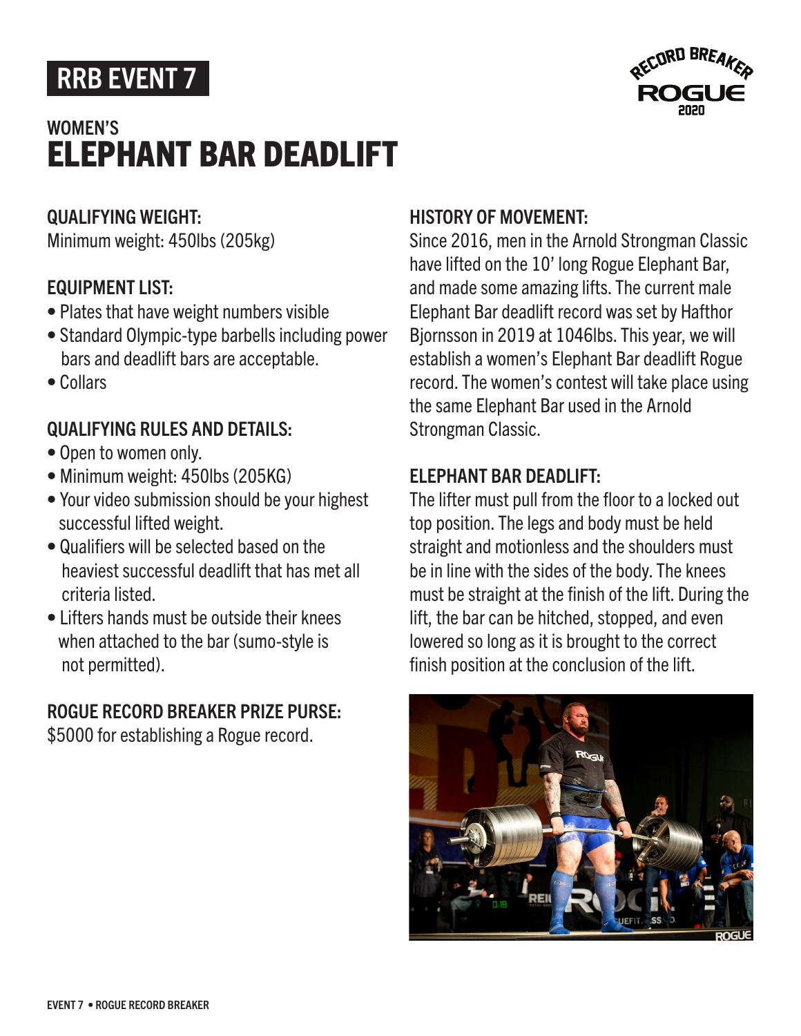RRB EVENT 7

## WOMEN'S

# ELEPHANT BAR DEADLIFT

### QUALIFYING WEIGHT:

Minimum weight: 450lbs (205kg)

### EQUIPMENT LIST:

- Plates that have weight numbers visible
- Standard Olympic-type barbells including power bars and deadlift bars are acceptable.
- Collars

### QUALIFYING RULES AND DETAILS:

- Open to women only.
- Minimum weight: 450lbs (205KG)
- Your video submission should be your highest successful lifted weight.
- Qualifiers will be selected based on the heaviest successful deadlift that has met all criteria listed.
- Lifters hands must be outside their knees when attached to the bar (sumo-style is not permitted).

### ROGUE RECORD BREAKER PRIZE PURSE:

$5000 for establishing a Rogue record.

### HISTORY OF MOVEMENT:

Since 2016, men in the Arnold Strongman Classic have lifted on the 10' long Rogue Elephant Bar, and made some amazing lifts. The current male Elephant Bar deadlift record was set by Hafthor Bjornsson in 2019 at 1046lbs. This year, we will establish a women's Elephant Bar deadlift Rogue record. The women's contest will take place using the same Elephant Bar used in the Arnold Strongman Classic.

### ELEPHANT BAR DEADLIFT:

The lifter must pull from the floor to a locked out top position. The legs and body must be held straight and motionless and the shoulders must be in line with the sides of the body. The knees must be straight at the finish of the lift. During the lift, the bar can be hitched, stopped, and even lowered so long as it is brought to the correct finish position at the conclusion of the lift.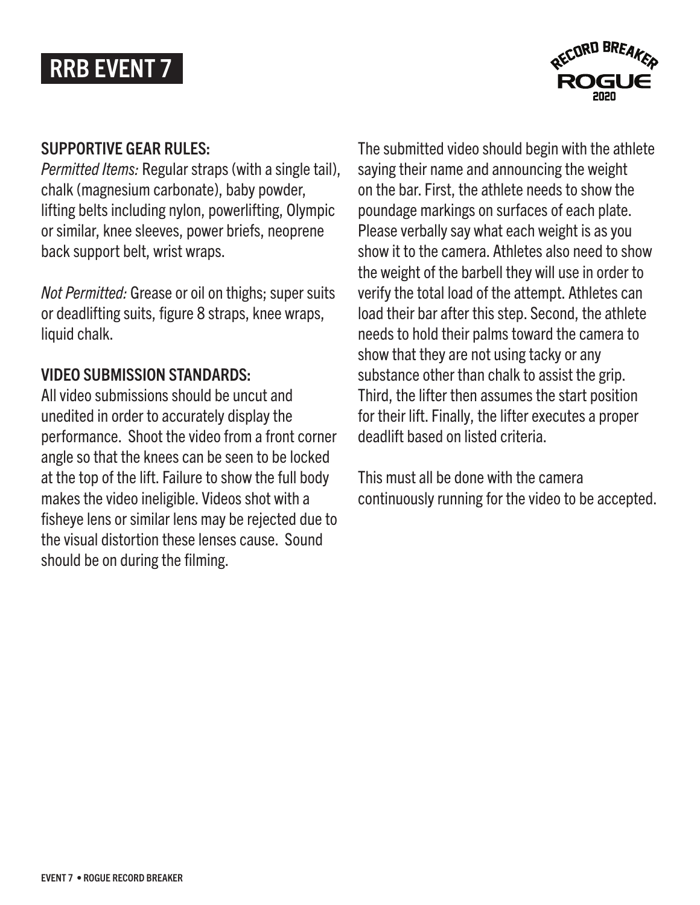# RRB EVENT 7

### SUPPORTIVE GEAR RULES:

*Permitted Items:* Regular straps (with a single tail), chalk (magnesium carbonate), baby powder, lifting belts including nylon, powerlifting, Olympic or similar, knee sleeves, power briefs, neoprene back support belt, wrist wraps.

*Not Permitted:* Grease or oil on thighs; super suits or deadlifting suits, figure 8 straps, knee wraps, liquid chalk.

### VIDEO SUBMISSION STANDARDS:

All video submissions should be uncut and unedited in order to accurately display the performance. Shoot the video from a front corner angle so that the knees can be seen to be locked at the top of the lift. Failure to show the full body makes the video ineligible. Videos shot with a fisheye lens or similar lens may be rejected due to the visual distortion these lenses cause. Sound should be on during the filming.

The submitted video should begin with the athlete saying their name and announcing the weight on the bar. First, the athlete needs to show the poundage markings on surfaces of each plate. Please verbally say what each weight is as you show it to the camera. Athletes also need to show the weight of the barbell they will use in order to verify the total load of the attempt. Athletes can load their bar after this step. Second, the athlete needs to hold their palms toward the camera to show that they are not using tacky or any substance other than chalk to assist the grip. Third, the lifter then assumes the start position for their lift. Finally, the lifter executes a proper deadlift based on listed criteria.

This must all be done with the camera continuously running for the video to be accepted.